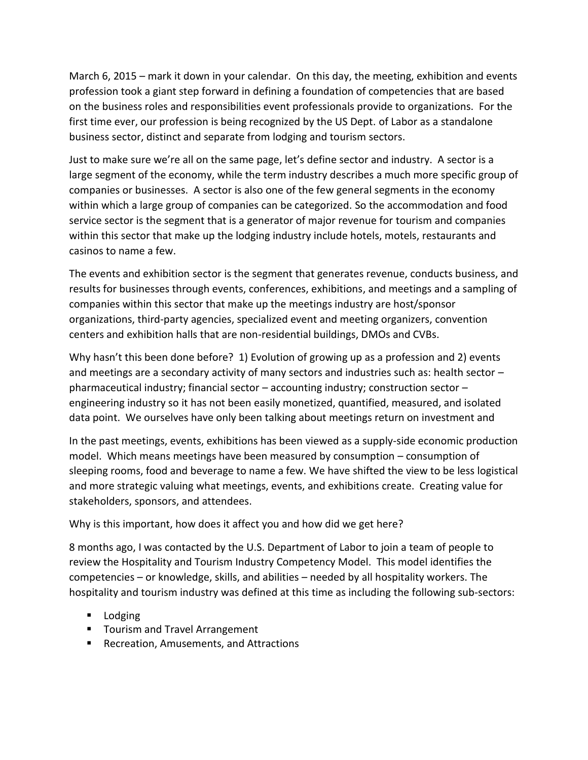March 6, 2015 – mark it down in your calendar. On this day, the meeting, exhibition and events profession took a giant step forward in defining a foundation of competencies that are based on the business roles and responsibilities event professionals provide to organizations. For the first time ever, our profession is being recognized by the US Dept. of Labor as a standalone business sector, distinct and separate from lodging and tourism sectors.

Just to make sure we're all on the same page, let's define sector and industry. A sector is a large segment of the economy, while the term industry describes a much more specific group of companies or businesses. A sector is also one of the few general segments in the economy within which a large group of companies can be categorized. So the accommodation and food service sector is the segment that is a generator of major revenue for tourism and companies within this sector that make up the lodging industry include hotels, motels, restaurants and casinos to name a few.

The events and exhibition sector is the segment that generates revenue, conducts business, and results for businesses through events, conferences, exhibitions, and meetings and a sampling of companies within this sector that make up the meetings industry are host/sponsor organizations, third-party agencies, specialized event and meeting organizers, convention centers and exhibition halls that are non-residential buildings, DMOs and CVBs.

Why hasn't this been done before? 1) Evolution of growing up as a profession and 2) events and meetings are a secondary activity of many sectors and industries such as: health sector – pharmaceutical industry; financial sector – accounting industry; construction sector – engineering industry so it has not been easily monetized, quantified, measured, and isolated data point. We ourselves have only been talking about meetings return on investment and

In the past meetings, events, exhibitions has been viewed as a supply-side economic production model. Which means meetings have been measured by consumption – consumption of sleeping rooms, food and beverage to name a few. We have shifted the view to be less logistical and more strategic valuing what meetings, events, and exhibitions create. Creating value for stakeholders, sponsors, and attendees.

Why is this important, how does it affect you and how did we get here?

8 months ago, I was contacted by the U.S. Department of Labor to join a team of people to review the Hospitality and Tourism Industry Competency Model. This model identifies the competencies – or knowledge, skills, and abilities – needed by all hospitality workers. The hospitality and tourism industry was defined at this time as including the following sub-sectors:

- Lodging
- Tourism and Travel Arrangement
- Recreation, Amusements, and Attractions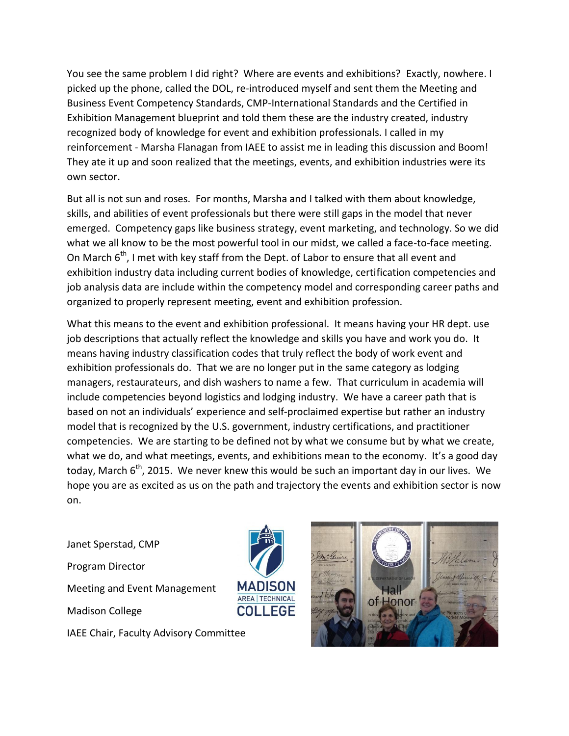You see the same problem I did right? Where are events and exhibitions? Exactly, nowhere. I picked up the phone, called the DOL, re-introduced myself and sent them the Meeting and Business Event Competency Standards, CMP-International Standards and the Certified in Exhibition Management blueprint and told them these are the industry created, industry recognized body of knowledge for event and exhibition professionals. I called in my reinforcement - Marsha Flanagan from IAEE to assist me in leading this discussion and Boom! They ate it up and soon realized that the meetings, events, and exhibition industries were its own sector.

But all is not sun and roses. For months, Marsha and I talked with them about knowledge, skills, and abilities of event professionals but there were still gaps in the model that never emerged. Competency gaps like business strategy, event marketing, and technology. So we did what we all know to be the most powerful tool in our midst, we called a face-to-face meeting. On March 6th, I met with key staff from the Dept. of Labor to ensure that all event and exhibition industry data including current bodies of knowledge, certification competencies and job analysis data are include within the competency model and corresponding career paths and organized to properly represent meeting, event and exhibition profession.

What this means to the event and exhibition professional. It means having your HR dept. use job descriptions that actually reflect the knowledge and skills you have and work you do. It means having industry classification codes that truly reflect the body of work event and exhibition professionals do. That we are no longer put in the same category as lodging managers, restaurateurs, and dish washers to name a few. That curriculum in academia will include competencies beyond logistics and lodging industry. We have a career path that is based on not an individuals' experience and self-proclaimed expertise but rather an industry model that is recognized by the U.S. government, industry certifications, and practitioner competencies. We are starting to be defined not by what we consume but by what we create, what we do, and what meetings, events, and exhibitions mean to the economy. It's a good day today, March 6th, 2015. We never knew this would be such an important day in our lives. We hope you are as excited as us on the path and trajectory the events and exhibition sector is now on.

Janet Sperstad, CMP

Program Director

Meeting and Event Management

Madison College

IAEE Chair, Faculty Advisory Committee

MADISON AREA | TECHNICAL COLLEGE